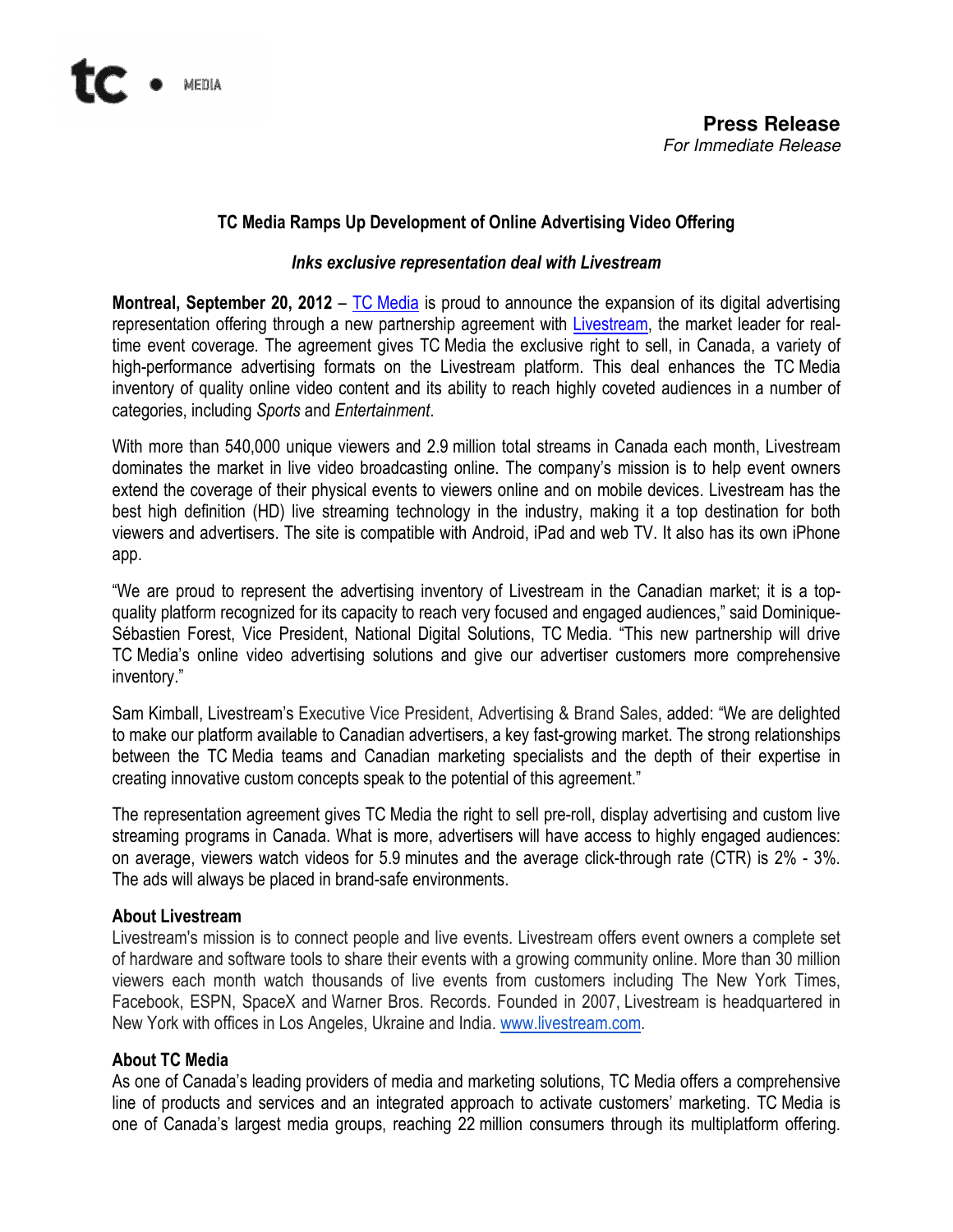tc • MEDIA

**Press Release**
*For Immediate Release*

## TC Media Ramps Up Development of Online Advertising Video Offering

### *Inks exclusive representation deal with Livestream*

**Montreal, September 20, 2012** – TC Media is proud to announce the expansion of its digital advertising representation offering through a new partnership agreement with Livestream, the market leader for real-time event coverage. The agreement gives TC Media the exclusive right to sell, in Canada, a variety of high-performance advertising formats on the Livestream platform. This deal enhances the TC Media inventory of quality online video content and its ability to reach highly coveted audiences in a number of categories, including *Sports* and *Entertainment*.

With more than 540,000 unique viewers and 2.9 million total streams in Canada each month, Livestream dominates the market in live video broadcasting online. The company's mission is to help event owners extend the coverage of their physical events to viewers online and on mobile devices. Livestream has the best high definition (HD) live streaming technology in the industry, making it a top destination for both viewers and advertisers. The site is compatible with Android, iPad and web TV. It also has its own iPhone app.

"We are proud to represent the advertising inventory of Livestream in the Canadian market; it is a top-quality platform recognized for its capacity to reach very focused and engaged audiences," said Dominique-Sébastien Forest, Vice President, National Digital Solutions, TC Media. "This new partnership will drive TC Media's online video advertising solutions and give our advertiser customers more comprehensive inventory."

Sam Kimball, Livestream's Executive Vice President, Advertising & Brand Sales, added: "We are delighted to make our platform available to Canadian advertisers, a key fast-growing market. The strong relationships between the TC Media teams and Canadian marketing specialists and the depth of their expertise in creating innovative custom concepts speak to the potential of this agreement."

The representation agreement gives TC Media the right to sell pre-roll, display advertising and custom live streaming programs in Canada. What is more, advertisers will have access to highly engaged audiences: on average, viewers watch videos for 5.9 minutes and the average click-through rate (CTR) is 2% - 3%. The ads will always be placed in brand-safe environments.

**About Livestream**
Livestream's mission is to connect people and live events. Livestream offers event owners a complete set of hardware and software tools to share their events with a growing community online. More than 30 million viewers each month watch thousands of live events from customers including The New York Times, Facebook, ESPN, SpaceX and Warner Bros. Records. Founded in 2007, Livestream is headquartered in New York with offices in Los Angeles, Ukraine and India. www.livestream.com.

**About TC Media**
As one of Canada's leading providers of media and marketing solutions, TC Media offers a comprehensive line of products and services and an integrated approach to activate customers' marketing. TC Media is one of Canada's largest media groups, reaching 22 million consumers through its multiplatform offering.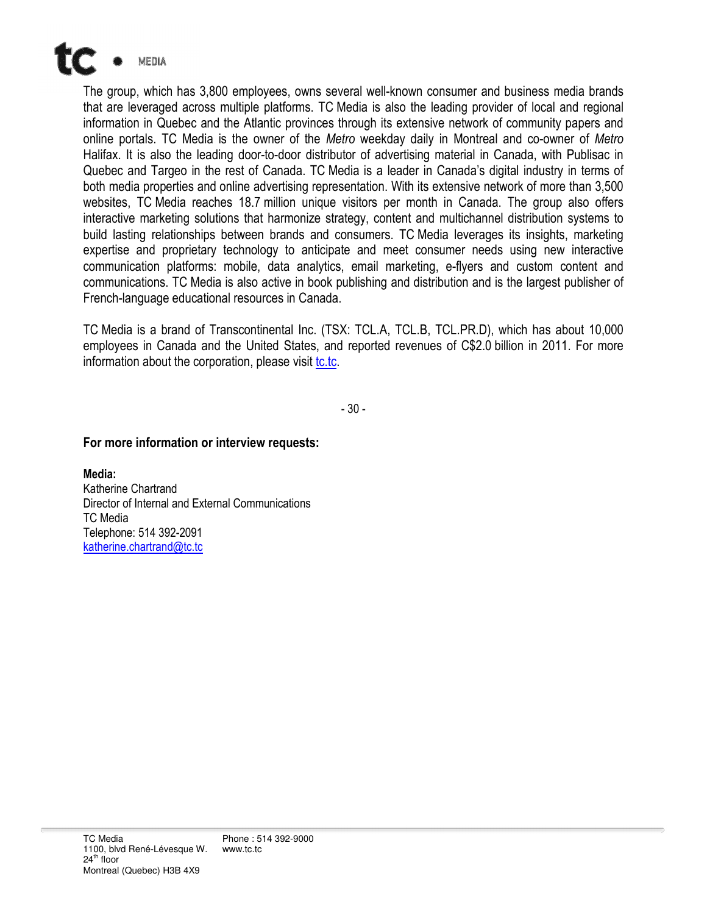The group, which has 3,800 employees, owns several well-known consumer and business media brands that are leveraged across multiple platforms. TC Media is also the leading provider of local and regional information in Quebec and the Atlantic provinces through its extensive network of community papers and online portals. TC Media is the owner of the *Metro* weekday daily in Montreal and co-owner of *Metro* Halifax. It is also the leading door-to-door distributor of advertising material in Canada, with Publisac in Quebec and Targeo in the rest of Canada. TC Media is a leader in Canada's digital industry in terms of both media properties and online advertising representation. With its extensive network of more than 3,500 websites, TC Media reaches 18.7 million unique visitors per month in Canada. The group also offers interactive marketing solutions that harmonize strategy, content and multichannel distribution systems to build lasting relationships between brands and consumers. TC Media leverages its insights, marketing expertise and proprietary technology to anticipate and meet consumer needs using new interactive communication platforms: mobile, data analytics, email marketing, e-flyers and custom content and communications. TC Media is also active in book publishing and distribution and is the largest publisher of French-language educational resources in Canada.

TC Media is a brand of Transcontinental Inc. (TSX: TCL.A, TCL.B, TCL.PR.D), which has about 10,000 employees in Canada and the United States, and reported revenues of C$2.0 billion in 2011. For more information about the corporation, please visit tc.tc.

- 30 -

**For more information or interview requests:**

**Media:**
Katherine Chartrand
Director of Internal and External Communications
TC Media
Telephone: 514 392-2091
katherine.chartrand@tc.tc